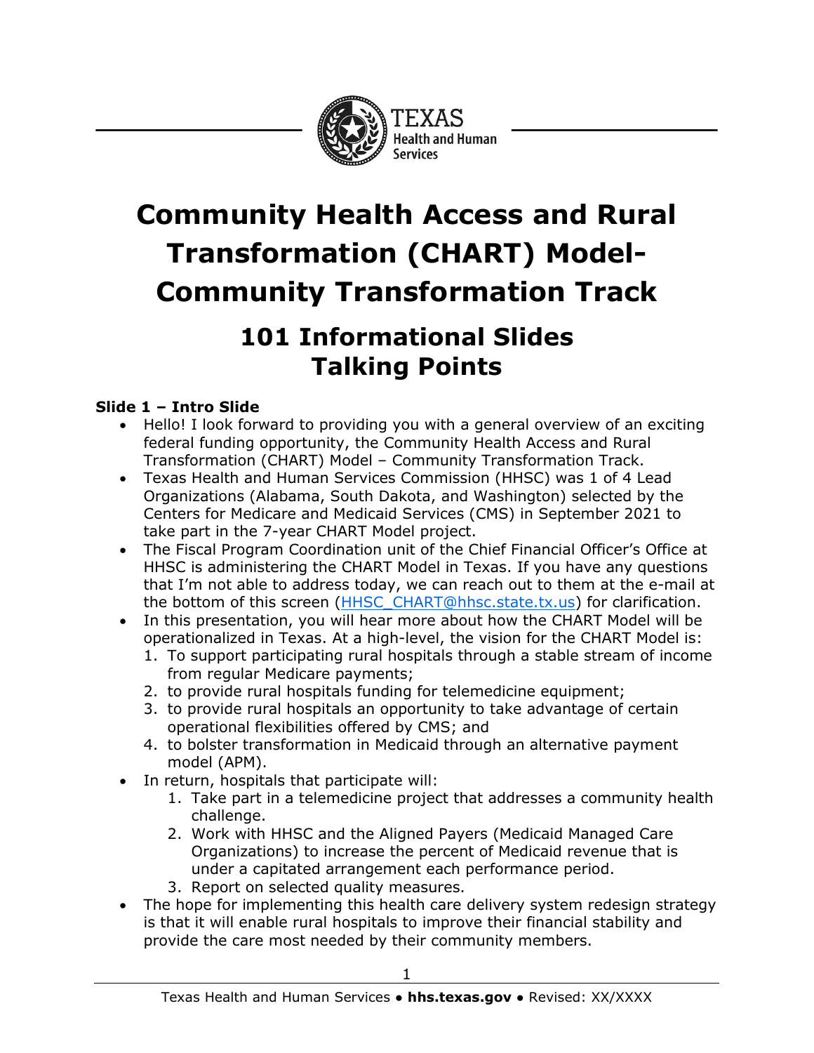# Community Health Access and Rural Transformation (CHART) Model-Community Transformation Track

## 101 Informational Slides Talking Points

**Slide 1 – Intro Slide**

- Hello! I look forward to providing you with a general overview of an exciting federal funding opportunity, the Community Health Access and Rural Transformation (CHART) Model – Community Transformation Track.
- Texas Health and Human Services Commission (HHSC) was 1 of 4 Lead Organizations (Alabama, South Dakota, and Washington) selected by the Centers for Medicare and Medicaid Services (CMS) in September 2021 to take part in the 7-year CHART Model project.
- The Fiscal Program Coordination unit of the Chief Financial Officer's Office at HHSC is administering the CHART Model in Texas. If you have any questions that I'm not able to address today, we can reach out to them at the e-mail at the bottom of this screen (HHSC_CHART@hhsc.state.tx.us) for clarification.
- In this presentation, you will hear more about how the CHART Model will be operationalized in Texas. At a high-level, the vision for the CHART Model is:
  1. To support participating rural hospitals through a stable stream of income from regular Medicare payments;
  2. to provide rural hospitals funding for telemedicine equipment;
  3. to provide rural hospitals an opportunity to take advantage of certain operational flexibilities offered by CMS; and
  4. to bolster transformation in Medicaid through an alternative payment model (APM).
- In return, hospitals that participate will:
  1. Take part in a telemedicine project that addresses a community health challenge.
  2. Work with HHSC and the Aligned Payers (Medicaid Managed Care Organizations) to increase the percent of Medicaid revenue that is under a capitated arrangement each performance period.
  3. Report on selected quality measures.
- The hope for implementing this health care delivery system redesign strategy is that it will enable rural hospitals to improve their financial stability and provide the care most needed by their community members.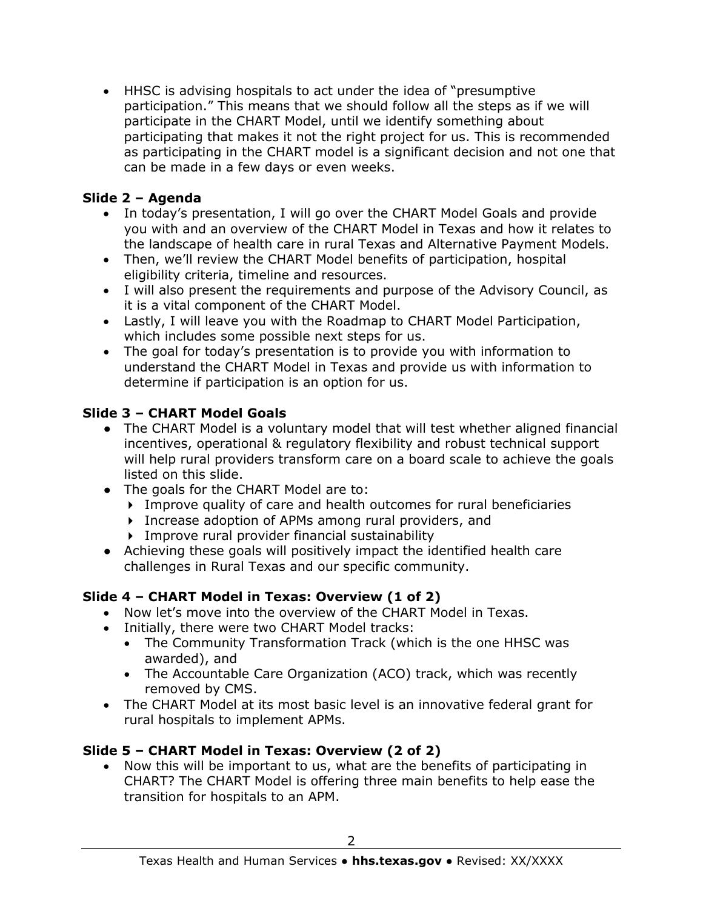- HHSC is advising hospitals to act under the idea of "presumptive participation." This means that we should follow all the steps as if we will participate in the CHART Model, until we identify something about participating that makes it not the right project for us. This is recommended as participating in the CHART model is a significant decision and not one that can be made in a few days or even weeks.

### Slide 2 – Agenda

- In today's presentation, I will go over the CHART Model Goals and provide you with and an overview of the CHART Model in Texas and how it relates to the landscape of health care in rural Texas and Alternative Payment Models.
- Then, we'll review the CHART Model benefits of participation, hospital eligibility criteria, timeline and resources.
- I will also present the requirements and purpose of the Advisory Council, as it is a vital component of the CHART Model.
- Lastly, I will leave you with the Roadmap to CHART Model Participation, which includes some possible next steps for us.
- The goal for today's presentation is to provide you with information to understand the CHART Model in Texas and provide us with information to determine if participation is an option for us.

### Slide 3 – CHART Model Goals

- The CHART Model is a voluntary model that will test whether aligned financial incentives, operational & regulatory flexibility and robust technical support will help rural providers transform care on a board scale to achieve the goals listed on this slide.
- The goals for the CHART Model are to:
  - Improve quality of care and health outcomes for rural beneficiaries
  - Increase adoption of APMs among rural providers, and
  - Improve rural provider financial sustainability
- Achieving these goals will positively impact the identified health care challenges in Rural Texas and our specific community.

### Slide 4 – CHART Model in Texas: Overview (1 of 2)

- Now let's move into the overview of the CHART Model in Texas.
- Initially, there were two CHART Model tracks:
  - The Community Transformation Track (which is the one HHSC was awarded), and
  - The Accountable Care Organization (ACO) track, which was recently removed by CMS.
- The CHART Model at its most basic level is an innovative federal grant for rural hospitals to implement APMs.

### Slide 5 – CHART Model in Texas: Overview (2 of 2)

- Now this will be important to us, what are the benefits of participating in CHART? The CHART Model is offering three main benefits to help ease the transition for hospitals to an APM.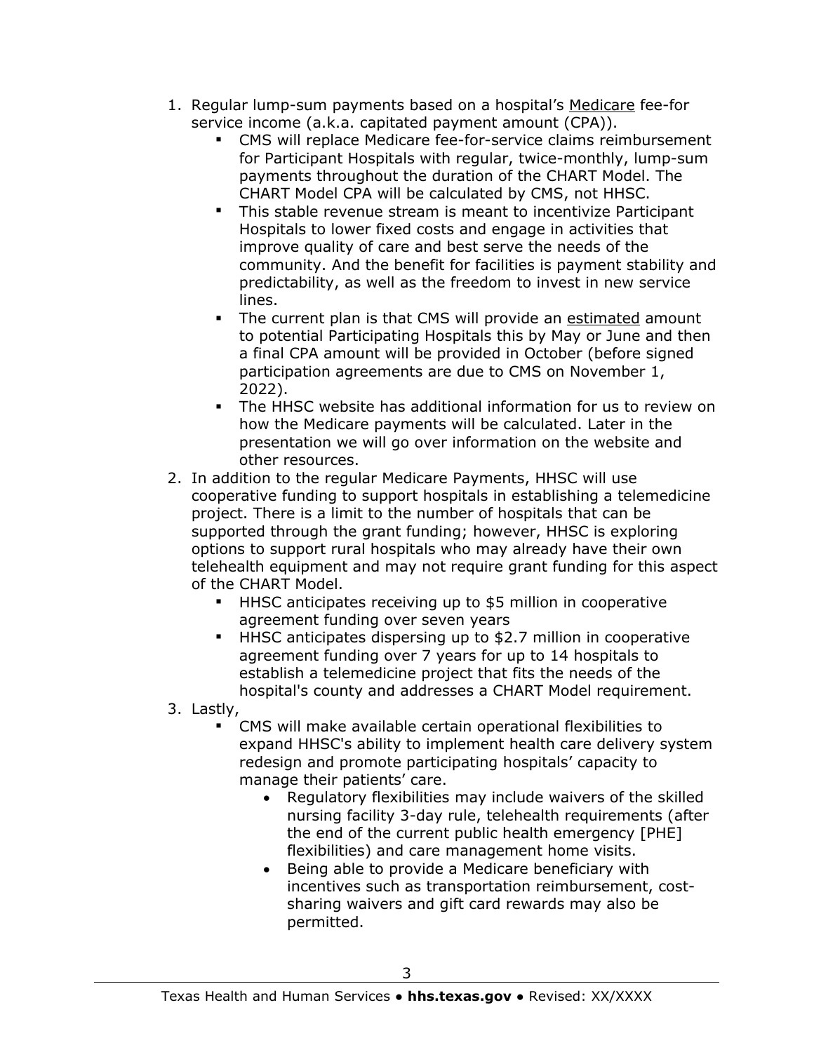1. Regular lump-sum payments based on a hospital's Medicare fee-for service income (a.k.a. capitated payment amount (CPA)).
   - CMS will replace Medicare fee-for-service claims reimbursement for Participant Hospitals with regular, twice-monthly, lump-sum payments throughout the duration of the CHART Model. The CHART Model CPA will be calculated by CMS, not HHSC.
   - This stable revenue stream is meant to incentivize Participant Hospitals to lower fixed costs and engage in activities that improve quality of care and best serve the needs of the community. And the benefit for facilities is payment stability and predictability, as well as the freedom to invest in new service lines.
   - The current plan is that CMS will provide an estimated amount to potential Participating Hospitals this by May or June and then a final CPA amount will be provided in October (before signed participation agreements are due to CMS on November 1, 2022).
   - The HHSC website has additional information for us to review on how the Medicare payments will be calculated. Later in the presentation we will go over information on the website and other resources.
2. In addition to the regular Medicare Payments, HHSC will use cooperative funding to support hospitals in establishing a telemedicine project. There is a limit to the number of hospitals that can be supported through the grant funding; however, HHSC is exploring options to support rural hospitals who may already have their own telehealth equipment and may not require grant funding for this aspect of the CHART Model.
   - HHSC anticipates receiving up to $5 million in cooperative agreement funding over seven years
   - HHSC anticipates dispersing up to $2.7 million in cooperative agreement funding over 7 years for up to 14 hospitals to establish a telemedicine project that fits the needs of the hospital's county and addresses a CHART Model requirement.
3. Lastly,
   - CMS will make available certain operational flexibilities to expand HHSC's ability to implement health care delivery system redesign and promote participating hospitals' capacity to manage their patients' care.
     - Regulatory flexibilities may include waivers of the skilled nursing facility 3-day rule, telehealth requirements (after the end of the current public health emergency [PHE] flexibilities) and care management home visits.
     - Being able to provide a Medicare beneficiary with incentives such as transportation reimbursement, cost-sharing waivers and gift card rewards may also be permitted.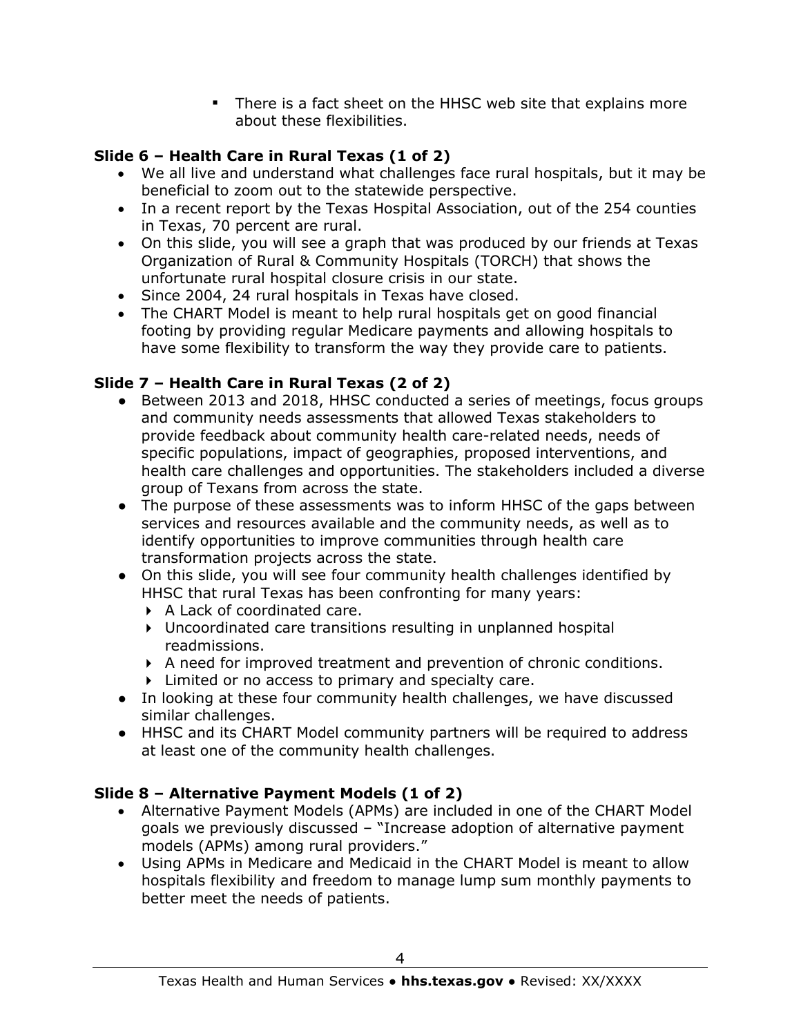- There is a fact sheet on the HHSC web site that explains more about these flexibilities.

### Slide 6 – Health Care in Rural Texas (1 of 2)

- We all live and understand what challenges face rural hospitals, but it may be beneficial to zoom out to the statewide perspective.
- In a recent report by the Texas Hospital Association, out of the 254 counties in Texas, 70 percent are rural.
- On this slide, you will see a graph that was produced by our friends at Texas Organization of Rural & Community Hospitals (TORCH) that shows the unfortunate rural hospital closure crisis in our state.
- Since 2004, 24 rural hospitals in Texas have closed.
- The CHART Model is meant to help rural hospitals get on good financial footing by providing regular Medicare payments and allowing hospitals to have some flexibility to transform the way they provide care to patients.

### Slide 7 – Health Care in Rural Texas (2 of 2)

- Between 2013 and 2018, HHSC conducted a series of meetings, focus groups and community needs assessments that allowed Texas stakeholders to provide feedback about community health care-related needs, needs of specific populations, impact of geographies, proposed interventions, and health care challenges and opportunities. The stakeholders included a diverse group of Texans from across the state.
- The purpose of these assessments was to inform HHSC of the gaps between services and resources available and the community needs, as well as to identify opportunities to improve communities through health care transformation projects across the state.
- On this slide, you will see four community health challenges identified by HHSC that rural Texas has been confronting for many years:
    - A Lack of coordinated care.
    - Uncoordinated care transitions resulting in unplanned hospital readmissions.
    - A need for improved treatment and prevention of chronic conditions.
    - Limited or no access to primary and specialty care.
- In looking at these four community health challenges, we have discussed similar challenges.
- HHSC and its CHART Model community partners will be required to address at least one of the community health challenges.

### Slide 8 – Alternative Payment Models (1 of 2)

- Alternative Payment Models (APMs) are included in one of the CHART Model goals we previously discussed – "Increase adoption of alternative payment models (APMs) among rural providers."
- Using APMs in Medicare and Medicaid in the CHART Model is meant to allow hospitals flexibility and freedom to manage lump sum monthly payments to better meet the needs of patients.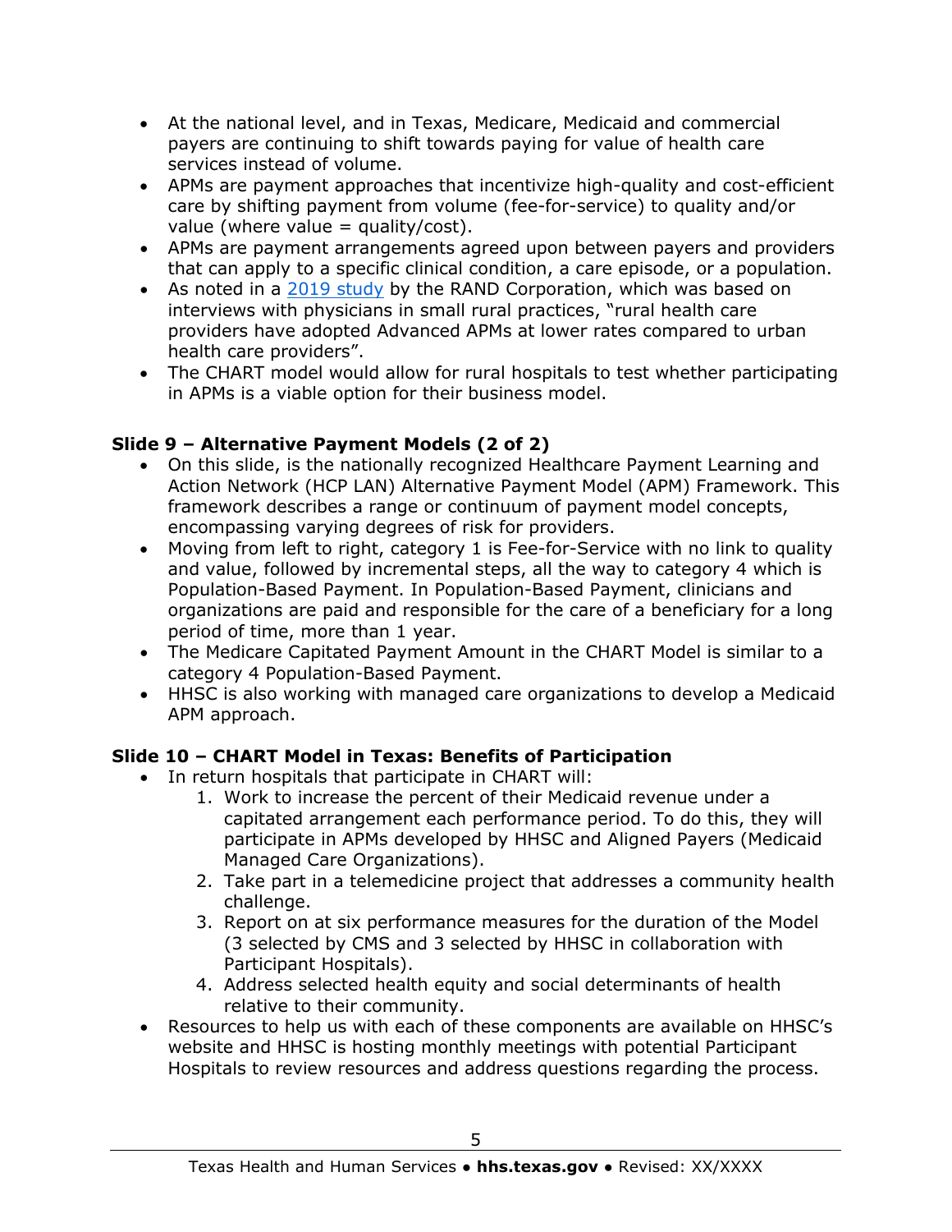- At the national level, and in Texas, Medicare, Medicaid and commercial payers are continuing to shift towards paying for value of health care services instead of volume.
- APMs are payment approaches that incentivize high-quality and cost-efficient care by shifting payment from volume (fee-for-service) to quality and/or value (where value = quality/cost).
- APMs are payment arrangements agreed upon between payers and providers that can apply to a specific clinical condition, a care episode, or a population.
- As noted in a [2019 study](#) by the RAND Corporation, which was based on interviews with physicians in small rural practices, "rural health care providers have adopted Advanced APMs at lower rates compared to urban health care providers".
- The CHART model would allow for rural hospitals to test whether participating in APMs is a viable option for their business model.

### Slide 9 – Alternative Payment Models (2 of 2)

- On this slide, is the nationally recognized Healthcare Payment Learning and Action Network (HCP LAN) Alternative Payment Model (APM) Framework. This framework describes a range or continuum of payment model concepts, encompassing varying degrees of risk for providers.
- Moving from left to right, category 1 is Fee-for-Service with no link to quality and value, followed by incremental steps, all the way to category 4 which is Population-Based Payment. In Population-Based Payment, clinicians and organizations are paid and responsible for the care of a beneficiary for a long period of time, more than 1 year.
- The Medicare Capitated Payment Amount in the CHART Model is similar to a category 4 Population-Based Payment.
- HHSC is also working with managed care organizations to develop a Medicaid APM approach.

### Slide 10 – CHART Model in Texas: Benefits of Participation

- In return hospitals that participate in CHART will:
    1. Work to increase the percent of their Medicaid revenue under a capitated arrangement each performance period. To do this, they will participate in APMs developed by HHSC and Aligned Payers (Medicaid Managed Care Organizations).
    2. Take part in a telemedicine project that addresses a community health challenge.
    3. Report on at six performance measures for the duration of the Model (3 selected by CMS and 3 selected by HHSC in collaboration with Participant Hospitals).
    4. Address selected health equity and social determinants of health relative to their community.
- Resources to help us with each of these components are available on HHSC's website and HHSC is hosting monthly meetings with potential Participant Hospitals to review resources and address questions regarding the process.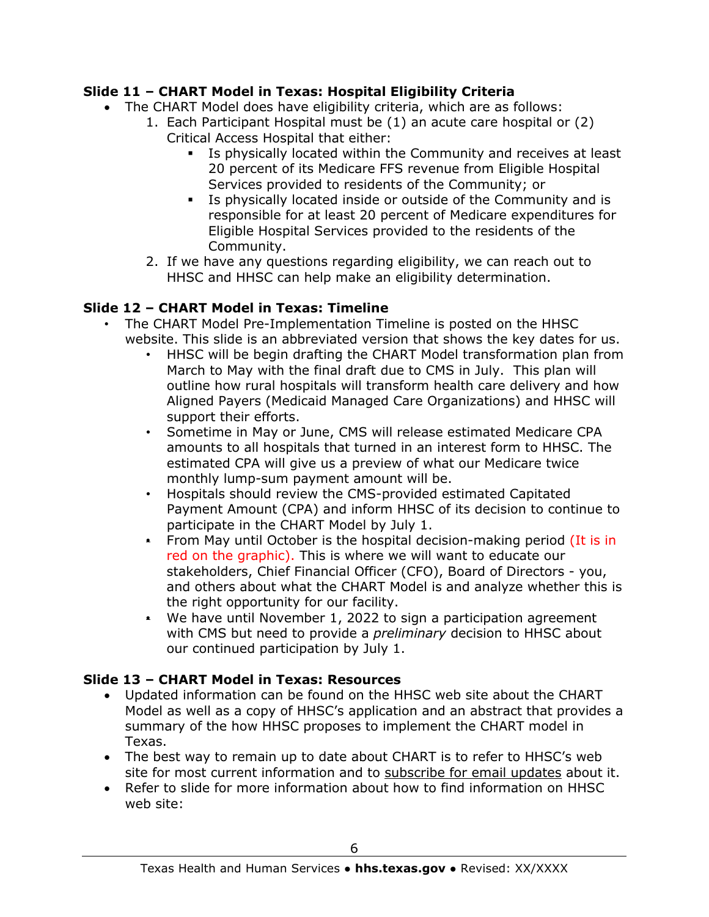### Slide 11 – CHART Model in Texas: Hospital Eligibility Criteria

- The CHART Model does have eligibility criteria, which are as follows:
  1. Each Participant Hospital must be (1) an acute care hospital or (2) Critical Access Hospital that either:
     - Is physically located within the Community and receives at least 20 percent of its Medicare FFS revenue from Eligible Hospital Services provided to residents of the Community; or
     - Is physically located inside or outside of the Community and is responsible for at least 20 percent of Medicare expenditures for Eligible Hospital Services provided to the residents of the Community.
  2. If we have any questions regarding eligibility, we can reach out to HHSC and HHSC can help make an eligibility determination.

### Slide 12 – CHART Model in Texas: Timeline

- The CHART Model Pre-Implementation Timeline is posted on the HHSC website. This slide is an abbreviated version that shows the key dates for us.
  - HHSC will be begin drafting the CHART Model transformation plan from March to May with the final draft due to CMS in July. This plan will outline how rural hospitals will transform health care delivery and how Aligned Payers (Medicaid Managed Care Organizations) and HHSC will support their efforts.
  - Sometime in May or June, CMS will release estimated Medicare CPA amounts to all hospitals that turned in an interest form to HHSC. The estimated CPA will give us a preview of what our Medicare twice monthly lump-sum payment amount will be.
  - Hospitals should review the CMS-provided estimated Capitated Payment Amount (CPA) and inform HHSC of its decision to continue to participate in the CHART Model by July 1.
  - From May until October is the hospital decision-making period (It is in red on the graphic). This is where we will want to educate our stakeholders, Chief Financial Officer (CFO), Board of Directors - you, and others about what the CHART Model is and analyze whether this is the right opportunity for our facility.
  - We have until November 1, 2022 to sign a participation agreement with CMS but need to provide a *preliminary* decision to HHSC about our continued participation by July 1.

### Slide 13 – CHART Model in Texas: Resources

- Updated information can be found on the HHSC web site about the CHART Model as well as a copy of HHSC's application and an abstract that provides a summary of the how HHSC proposes to implement the CHART model in Texas.
- The best way to remain up to date about CHART is to refer to HHSC's web site for most current information and to subscribe for email updates about it.
- Refer to slide for more information about how to find information on HHSC web site: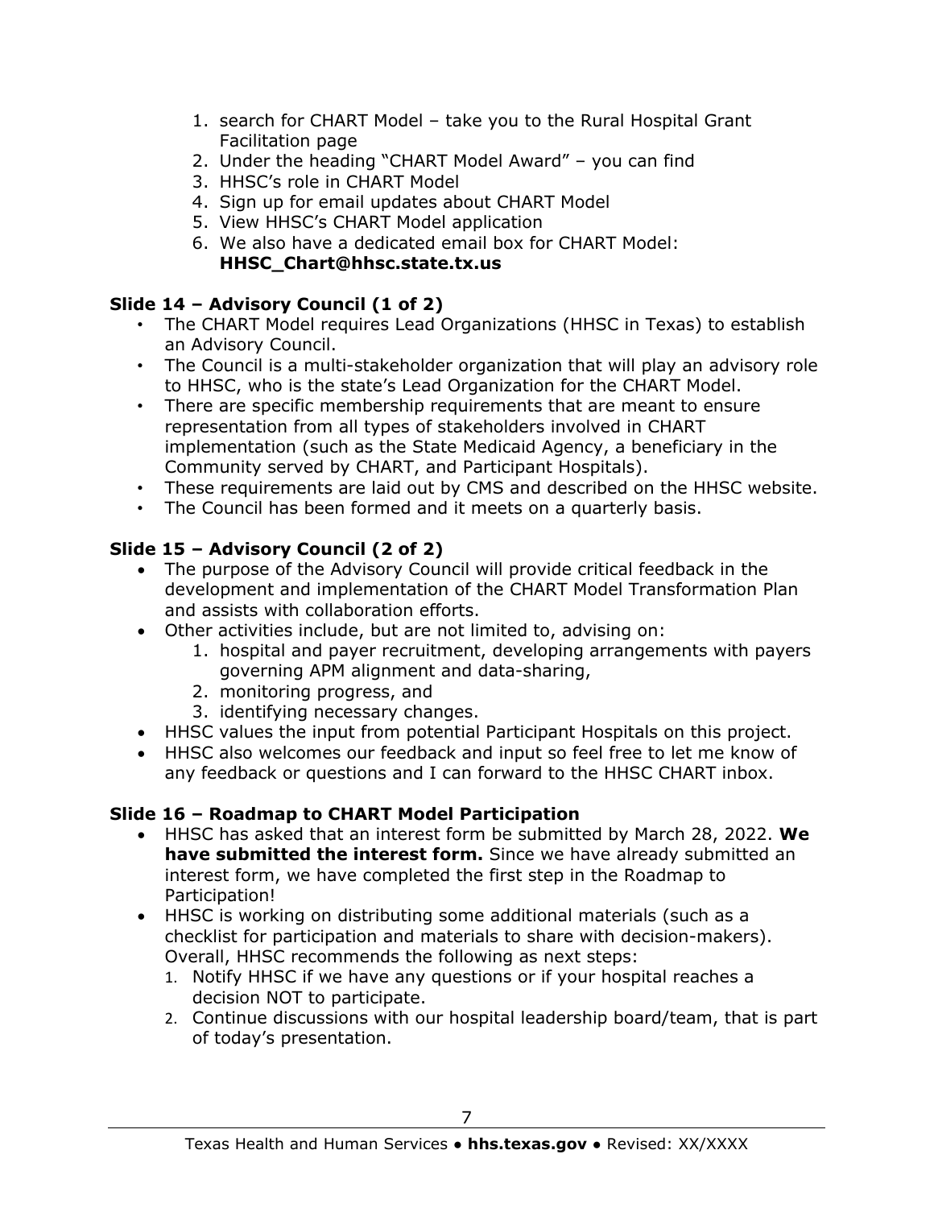1. search for CHART Model – take you to the Rural Hospital Grant Facilitation page
2. Under the heading "CHART Model Award" – you can find
3. HHSC's role in CHART Model
4. Sign up for email updates about CHART Model
5. View HHSC's CHART Model application
6. We also have a dedicated email box for CHART Model: **HHSC_Chart@hhsc.state.tx.us**

### Slide 14 – Advisory Council (1 of 2)

- The CHART Model requires Lead Organizations (HHSC in Texas) to establish an Advisory Council.
- The Council is a multi-stakeholder organization that will play an advisory role to HHSC, who is the state's Lead Organization for the CHART Model.
- There are specific membership requirements that are meant to ensure representation from all types of stakeholders involved in CHART implementation (such as the State Medicaid Agency, a beneficiary in the Community served by CHART, and Participant Hospitals).
- These requirements are laid out by CMS and described on the HHSC website.
- The Council has been formed and it meets on a quarterly basis.

### Slide 15 – Advisory Council (2 of 2)

- The purpose of the Advisory Council will provide critical feedback in the development and implementation of the CHART Model Transformation Plan and assists with collaboration efforts.
- Other activities include, but are not limited to, advising on:
  1. hospital and payer recruitment, developing arrangements with payers governing APM alignment and data-sharing,
  2. monitoring progress, and
  3. identifying necessary changes.
- HHSC values the input from potential Participant Hospitals on this project.
- HHSC also welcomes our feedback and input so feel free to let me know of any feedback or questions and I can forward to the HHSC CHART inbox.

### Slide 16 – Roadmap to CHART Model Participation

- HHSC has asked that an interest form be submitted by March 28, 2022. **We have submitted the interest form.** Since we have already submitted an interest form, we have completed the first step in the Roadmap to Participation!
- HHSC is working on distributing some additional materials (such as a checklist for participation and materials to share with decision-makers). Overall, HHSC recommends the following as next steps:
  1. Notify HHSC if we have any questions or if your hospital reaches a decision NOT to participate.
  2. Continue discussions with our hospital leadership board/team, that is part of today's presentation.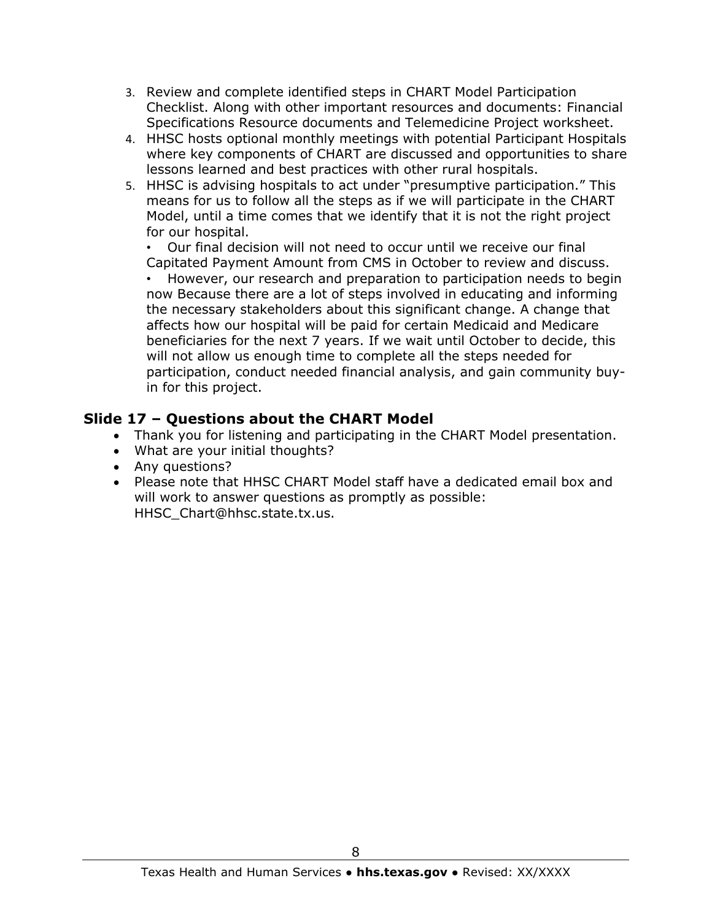3. Review and complete identified steps in CHART Model Participation Checklist. Along with other important resources and documents: Financial Specifications Resource documents and Telemedicine Project worksheet.
4. HHSC hosts optional monthly meetings with potential Participant Hospitals where key components of CHART are discussed and opportunities to share lessons learned and best practices with other rural hospitals.
5. HHSC is advising hospitals to act under "presumptive participation." This means for us to follow all the steps as if we will participate in the CHART Model, until a time comes that we identify that it is not the right project for our hospital.
   - Our final decision will not need to occur until we receive our final Capitated Payment Amount from CMS in October to review and discuss.
   - However, our research and preparation to participation needs to begin now Because there are a lot of steps involved in educating and informing the necessary stakeholders about this significant change. A change that affects how our hospital will be paid for certain Medicaid and Medicare beneficiaries for the next 7 years. If we wait until October to decide, this will not allow us enough time to complete all the steps needed for participation, conduct needed financial analysis, and gain community buy-in for this project.

### Slide 17 – Questions about the CHART Model

- Thank you for listening and participating in the CHART Model presentation.
- What are your initial thoughts?
- Any questions?
- Please note that HHSC CHART Model staff have a dedicated email box and will work to answer questions as promptly as possible: HHSC_Chart@hhsc.state.tx.us.